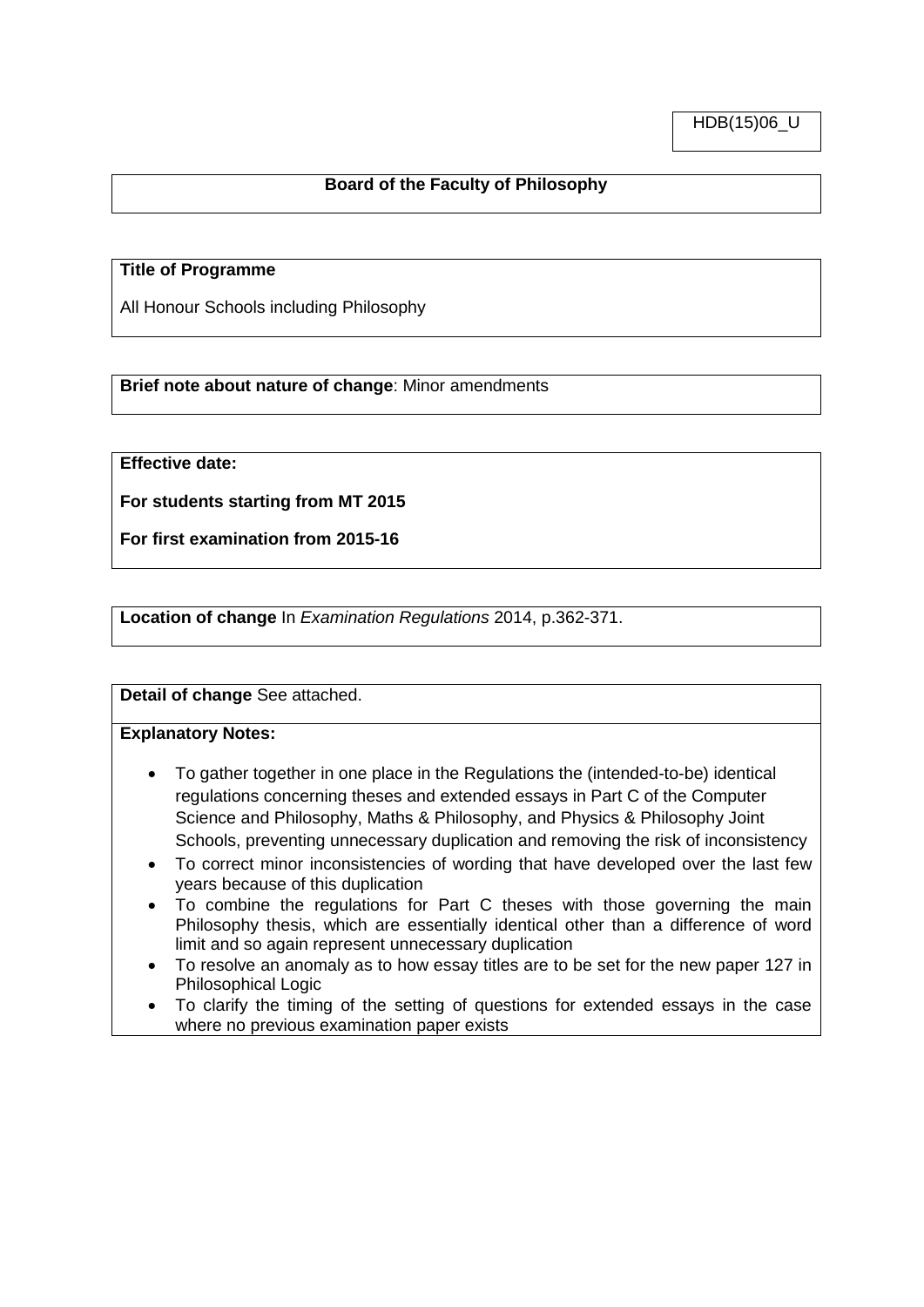HDB(15)06_U

**Board of the Faculty of Philosophy**

**Title of Programme**

All Honour Schools including Philosophy

**Brief note about nature of change**: Minor amendments

**Effective date:**

**For students starting from MT 2015**

**For first examination from 2015-16**

**Location of change** In *Examination Regulations* 2014, p.362-371.

**Detail of change** See attached.

**Explanatory Notes:**

- To gather together in one place in the Regulations the (intended-to-be) identical regulations concerning theses and extended essays in Part C of the Computer Science and Philosophy, Maths & Philosophy, and Physics & Philosophy Joint Schools, preventing unnecessary duplication and removing the risk of inconsistency
- To correct minor inconsistencies of wording that have developed over the last few years because of this duplication
- To combine the regulations for Part C theses with those governing the main Philosophy thesis, which are essentially identical other than a difference of word limit and so again represent unnecessary duplication
- To resolve an anomaly as to how essay titles are to be set for the new paper 127 in Philosophical Logic
- To clarify the timing of the setting of questions for extended essays in the case where no previous examination paper exists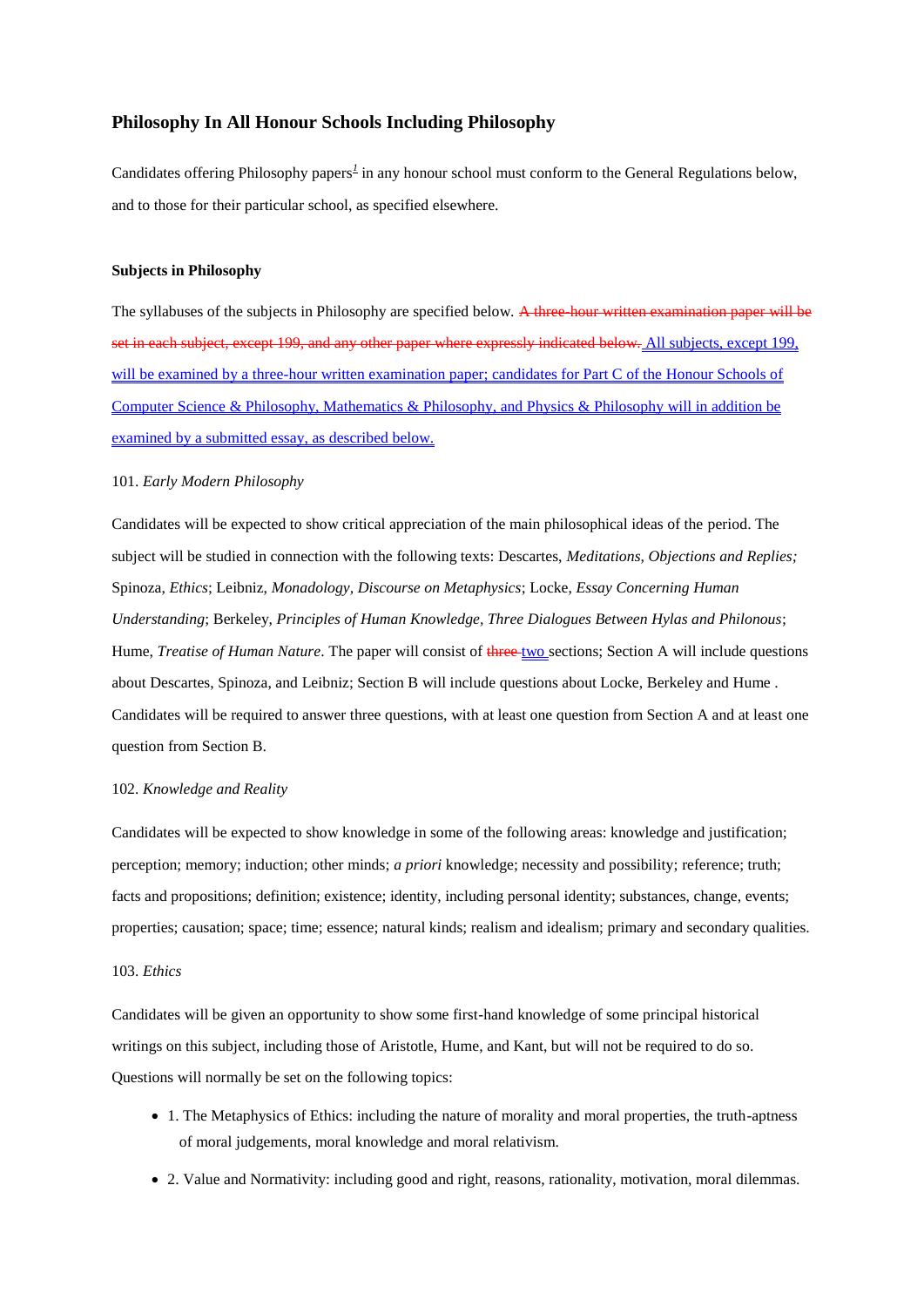## Philosophy In All Honour Schools Including Philosophy

Candidates offering Philosophy papers[1] in any honour school must conform to the General Regulations below, and to those for their particular school, as specified elsewhere.

### Subjects in Philosophy

The syllabuses of the subjects in Philosophy are specified below. ~~A three-hour written examination paper will be set in each subject, except 199, and any other paper where expressly indicated below.~~ All subjects, except 199, will be examined by a three-hour written examination paper; candidates for Part C of the Honour Schools of Computer Science & Philosophy, Mathematics & Philosophy, and Physics & Philosophy will in addition be examined by a submitted essay, as described below.

101. *Early Modern Philosophy*

Candidates will be expected to show critical appreciation of the main philosophical ideas of the period. The subject will be studied in connection with the following texts: Descartes, *Meditations, Objections and Replies;* Spinoza, *Ethics*; Leibniz, *Monadology, Discourse on Metaphysics*; Locke, *Essay Concerning Human Understanding*; Berkeley, *Principles of Human Knowledge, Three Dialogues Between Hylas and Philonous*; Hume, *Treatise of Human Nature*. The paper will consist of ~~three~~ two sections; Section A will include questions about Descartes, Spinoza, and Leibniz; Section B will include questions about Locke, Berkeley and Hume . Candidates will be required to answer three questions, with at least one question from Section A and at least one question from Section B.

102. *Knowledge and Reality*

Candidates will be expected to show knowledge in some of the following areas: knowledge and justification; perception; memory; induction; other minds; *a priori* knowledge; necessity and possibility; reference; truth; facts and propositions; definition; existence; identity, including personal identity; substances, change, events; properties; causation; space; time; essence; natural kinds; realism and idealism; primary and secondary qualities.

103. *Ethics*

Candidates will be given an opportunity to show some first-hand knowledge of some principal historical writings on this subject, including those of Aristotle, Hume, and Kant, but will not be required to do so. Questions will normally be set on the following topics:

- 1. The Metaphysics of Ethics: including the nature of morality and moral properties, the truth-aptness of moral judgements, moral knowledge and moral relativism.
- 2. Value and Normativity: including good and right, reasons, rationality, motivation, moral dilemmas.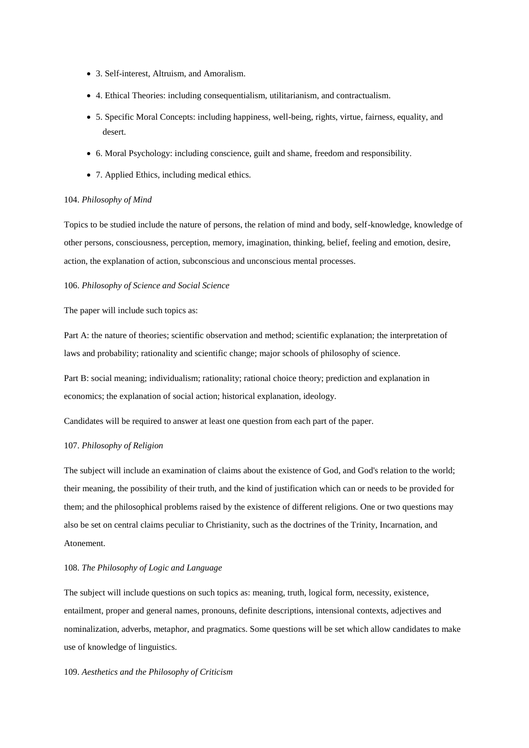- 3. Self-interest, Altruism, and Amoralism.
- 4. Ethical Theories: including consequentialism, utilitarianism, and contractualism.
- 5. Specific Moral Concepts: including happiness, well-being, rights, virtue, fairness, equality, and desert.
- 6. Moral Psychology: including conscience, guilt and shame, freedom and responsibility.
- 7. Applied Ethics, including medical ethics.

104. *Philosophy of Mind*

Topics to be studied include the nature of persons, the relation of mind and body, self-knowledge, knowledge of other persons, consciousness, perception, memory, imagination, thinking, belief, feeling and emotion, desire, action, the explanation of action, subconscious and unconscious mental processes.

106. *Philosophy of Science and Social Science*

The paper will include such topics as:

Part A: the nature of theories; scientific observation and method; scientific explanation; the interpretation of laws and probability; rationality and scientific change; major schools of philosophy of science.

Part B: social meaning; individualism; rationality; rational choice theory; prediction and explanation in economics; the explanation of social action; historical explanation, ideology.

Candidates will be required to answer at least one question from each part of the paper.

107. *Philosophy of Religion*

The subject will include an examination of claims about the existence of God, and God's relation to the world; their meaning, the possibility of their truth, and the kind of justification which can or needs to be provided for them; and the philosophical problems raised by the existence of different religions. One or two questions may also be set on central claims peculiar to Christianity, such as the doctrines of the Trinity, Incarnation, and Atonement.

108. *The Philosophy of Logic and Language*

The subject will include questions on such topics as: meaning, truth, logical form, necessity, existence, entailment, proper and general names, pronouns, definite descriptions, intensional contexts, adjectives and nominalization, adverbs, metaphor, and pragmatics. Some questions will be set which allow candidates to make use of knowledge of linguistics.

109. *Aesthetics and the Philosophy of Criticism*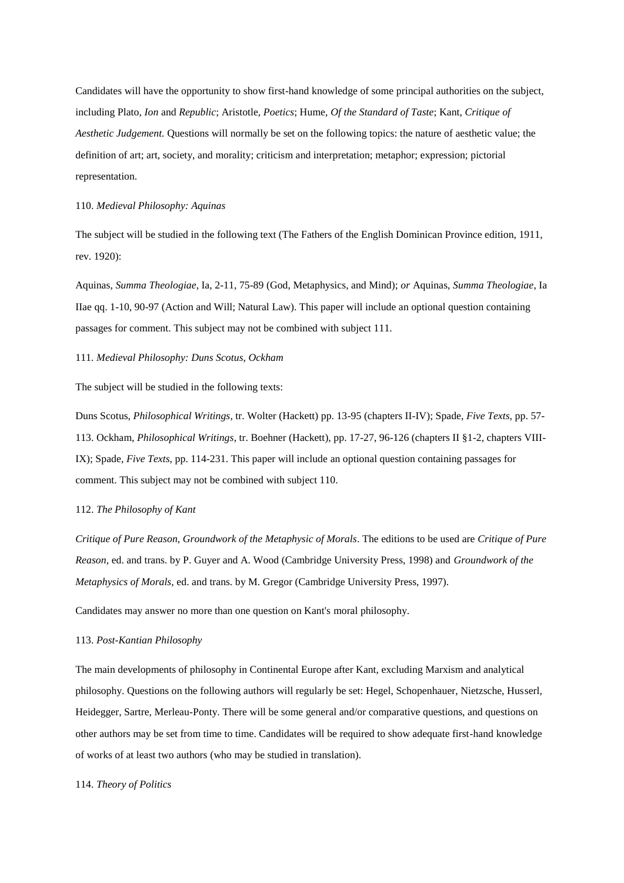Candidates will have the opportunity to show first-hand knowledge of some principal authorities on the subject, including Plato, *Ion* and *Republic*; Aristotle, *Poetics*; Hume, *Of the Standard of Taste*; Kant, *Critique of Aesthetic Judgement.* Questions will normally be set on the following topics: the nature of aesthetic value; the definition of art; art, society, and morality; criticism and interpretation; metaphor; expression; pictorial representation.

110. *Medieval Philosophy: Aquinas*

The subject will be studied in the following text (The Fathers of the English Dominican Province edition, 1911, rev. 1920):

Aquinas, *Summa Theologiae*, Ia, 2-11, 75-89 (God, Metaphysics, and Mind); *or* Aquinas, *Summa Theologiae*, Ia IIae qq. 1-10, 90-97 (Action and Will; Natural Law). This paper will include an optional question containing passages for comment. This subject may not be combined with subject 111.

111. *Medieval Philosophy: Duns Scotus, Ockham*

The subject will be studied in the following texts:

Duns Scotus, *Philosophical Writings*, tr. Wolter (Hackett) pp. 13-95 (chapters II-IV); Spade, *Five Texts*, pp. 57-113. Ockham, *Philosophical Writings*, tr. Boehner (Hackett), pp. 17-27, 96-126 (chapters II §1-2, chapters VIII-IX); Spade, *Five Texts*, pp. 114-231. This paper will include an optional question containing passages for comment. This subject may not be combined with subject 110.

112. *The Philosophy of Kant*

*Critique of Pure Reason*, *Groundwork of the Metaphysic of Morals*. The editions to be used are *Critique of Pure Reason*, ed. and trans. by P. Guyer and A. Wood (Cambridge University Press, 1998) and *Groundwork of the Metaphysics of Morals*, ed. and trans. by M. Gregor (Cambridge University Press, 1997).

Candidates may answer no more than one question on Kant's moral philosophy.

113. *Post-Kantian Philosophy*

The main developments of philosophy in Continental Europe after Kant, excluding Marxism and analytical philosophy. Questions on the following authors will regularly be set: Hegel, Schopenhauer, Nietzsche, Husserl, Heidegger, Sartre, Merleau-Ponty. There will be some general and/or comparative questions, and questions on other authors may be set from time to time. Candidates will be required to show adequate first-hand knowledge of works of at least two authors (who may be studied in translation).

114. *Theory of Politics*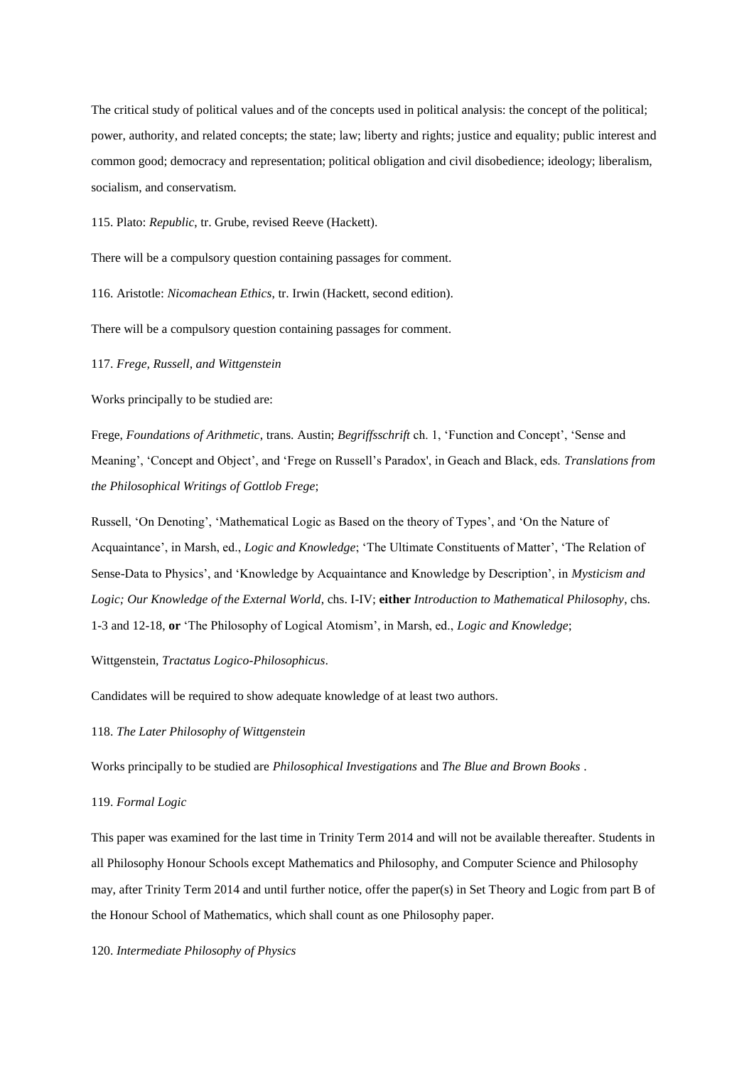The critical study of political values and of the concepts used in political analysis: the concept of the political; power, authority, and related concepts; the state; law; liberty and rights; justice and equality; public interest and common good; democracy and representation; political obligation and civil disobedience; ideology; liberalism, socialism, and conservatism.

115. Plato: *Republic*, tr. Grube, revised Reeve (Hackett).

There will be a compulsory question containing passages for comment.

116. Aristotle: *Nicomachean Ethics*, tr. Irwin (Hackett, second edition).

There will be a compulsory question containing passages for comment.

117. *Frege, Russell, and Wittgenstein*

Works principally to be studied are:

Frege, *Foundations of Arithmetic*, trans. Austin; *Begriffsschrift* ch. 1, 'Function and Concept', 'Sense and Meaning', 'Concept and Object', and 'Frege on Russell's Paradox', in Geach and Black, eds. *Translations from the Philosophical Writings of Gottlob Frege*;

Russell, 'On Denoting', 'Mathematical Logic as Based on the theory of Types', and 'On the Nature of Acquaintance', in Marsh, ed., *Logic and Knowledge*; 'The Ultimate Constituents of Matter', 'The Relation of Sense-Data to Physics', and 'Knowledge by Acquaintance and Knowledge by Description', in *Mysticism and Logic; Our Knowledge of the External World*, chs. I-IV; **either** *Introduction to Mathematical Philosophy*, chs. 1-3 and 12-18, **or** 'The Philosophy of Logical Atomism', in Marsh, ed., *Logic and Knowledge*;

Wittgenstein, *Tractatus Logico-Philosophicus*.

Candidates will be required to show adequate knowledge of at least two authors.

118. *The Later Philosophy of Wittgenstein*

Works principally to be studied are *Philosophical Investigations* and *The Blue and Brown Books* .

119. *Formal Logic*

This paper was examined for the last time in Trinity Term 2014 and will not be available thereafter. Students in all Philosophy Honour Schools except Mathematics and Philosophy, and Computer Science and Philosophy may, after Trinity Term 2014 and until further notice, offer the paper(s) in Set Theory and Logic from part B of the Honour School of Mathematics, which shall count as one Philosophy paper.

120. *Intermediate Philosophy of Physics*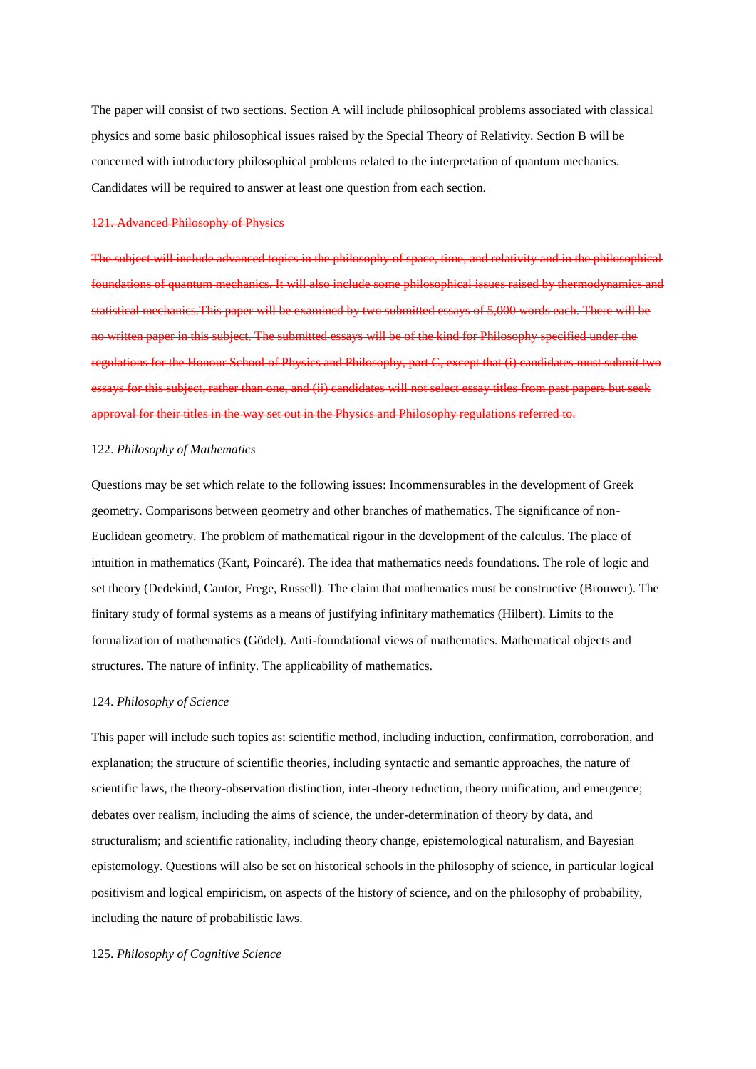The paper will consist of two sections. Section A will include philosophical problems associated with classical physics and some basic philosophical issues raised by the Special Theory of Relativity. Section B will be concerned with introductory philosophical problems related to the interpretation of quantum mechanics. Candidates will be required to answer at least one question from each section.

~~121. Advanced Philosophy of Physics~~

~~The subject will include advanced topics in the philosophy of space, time, and relativity and in the philosophical foundations of quantum mechanics. It will also include some philosophical issues raised by thermodynamics and statistical mechanics.This paper will be examined by two submitted essays of 5,000 words each. There will be no written paper in this subject. The submitted essays will be of the kind for Philosophy specified under the regulations for the Honour School of Physics and Philosophy, part C, except that (i) candidates must submit two essays for this subject, rather than one, and (ii) candidates will not select essay titles from past papers but seek approval for their titles in the way set out in the Physics and Philosophy regulations referred to.~~

122. *Philosophy of Mathematics*

Questions may be set which relate to the following issues: Incommensurables in the development of Greek geometry. Comparisons between geometry and other branches of mathematics. The significance of non-Euclidean geometry. The problem of mathematical rigour in the development of the calculus. The place of intuition in mathematics (Kant, Poincaré). The idea that mathematics needs foundations. The role of logic and set theory (Dedekind, Cantor, Frege, Russell). The claim that mathematics must be constructive (Brouwer). The finitary study of formal systems as a means of justifying infinitary mathematics (Hilbert). Limits to the formalization of mathematics (Gödel). Anti-foundational views of mathematics. Mathematical objects and structures. The nature of infinity. The applicability of mathematics.

124. *Philosophy of Science*

This paper will include such topics as: scientific method, including induction, confirmation, corroboration, and explanation; the structure of scientific theories, including syntactic and semantic approaches, the nature of scientific laws, the theory-observation distinction, inter-theory reduction, theory unification, and emergence; debates over realism, including the aims of science, the under-determination of theory by data, and structuralism; and scientific rationality, including theory change, epistemological naturalism, and Bayesian epistemology. Questions will also be set on historical schools in the philosophy of science, in particular logical positivism and logical empiricism, on aspects of the history of science, and on the philosophy of probability, including the nature of probabilistic laws.

125. *Philosophy of Cognitive Science*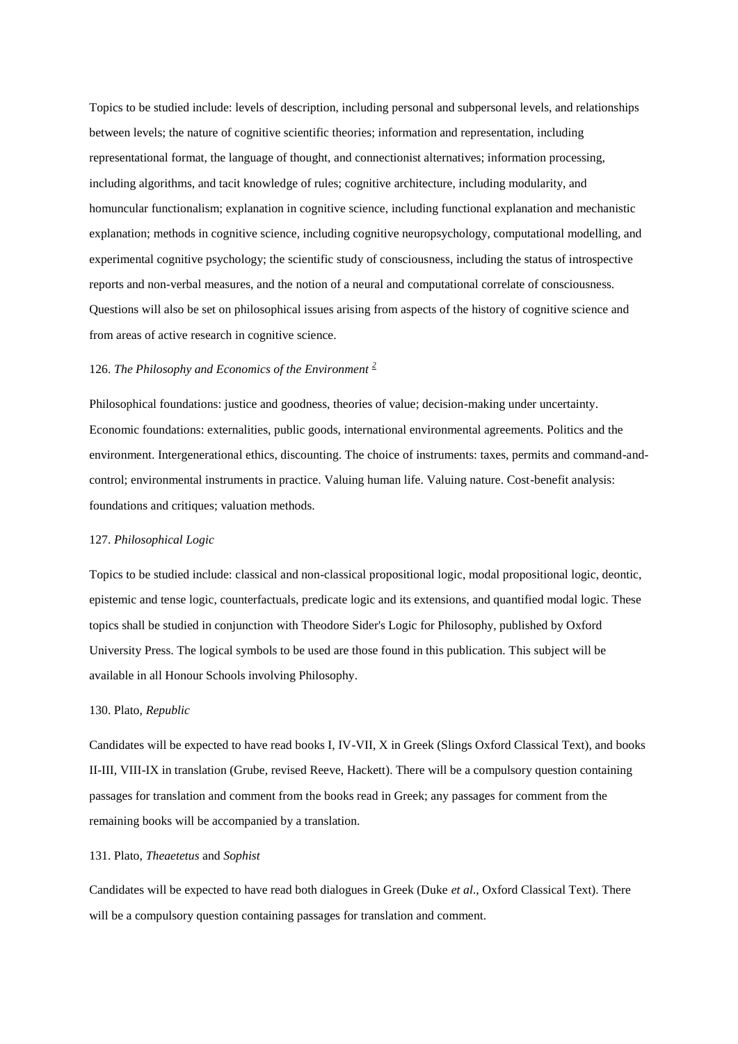Topics to be studied include: levels of description, including personal and subpersonal levels, and relationships between levels; the nature of cognitive scientific theories; information and representation, including representational format, the language of thought, and connectionist alternatives; information processing, including algorithms, and tacit knowledge of rules; cognitive architecture, including modularity, and homuncular functionalism; explanation in cognitive science, including functional explanation and mechanistic explanation; methods in cognitive science, including cognitive neuropsychology, computational modelling, and experimental cognitive psychology; the scientific study of consciousness, including the status of introspective reports and non-verbal measures, and the notion of a neural and computational correlate of consciousness. Questions will also be set on philosophical issues arising from aspects of the history of cognitive science and from areas of active research in cognitive science.

### 126. *The Philosophy and Economics of the Environment* [2]

Philosophical foundations: justice and goodness, theories of value; decision-making under uncertainty. Economic foundations: externalities, public goods, international environmental agreements. Politics and the environment. Intergenerational ethics, discounting. The choice of instruments: taxes, permits and command-and-control; environmental instruments in practice. Valuing human life. Valuing nature. Cost-benefit analysis: foundations and critiques; valuation methods.

### 127. *Philosophical Logic*

Topics to be studied include: classical and non-classical propositional logic, modal propositional logic, deontic, epistemic and tense logic, counterfactuals, predicate logic and its extensions, and quantified modal logic. These topics shall be studied in conjunction with Theodore Sider's Logic for Philosophy, published by Oxford University Press. The logical symbols to be used are those found in this publication. This subject will be available in all Honour Schools involving Philosophy.

### 130. Plato, *Republic*

Candidates will be expected to have read books I, IV-VII, X in Greek (Slings Oxford Classical Text), and books II-III, VIII-IX in translation (Grube, revised Reeve, Hackett). There will be a compulsory question containing passages for translation and comment from the books read in Greek; any passages for comment from the remaining books will be accompanied by a translation.

### 131. Plato, *Theaetetus* and *Sophist*

Candidates will be expected to have read both dialogues in Greek (Duke *et al*., Oxford Classical Text). There will be a compulsory question containing passages for translation and comment.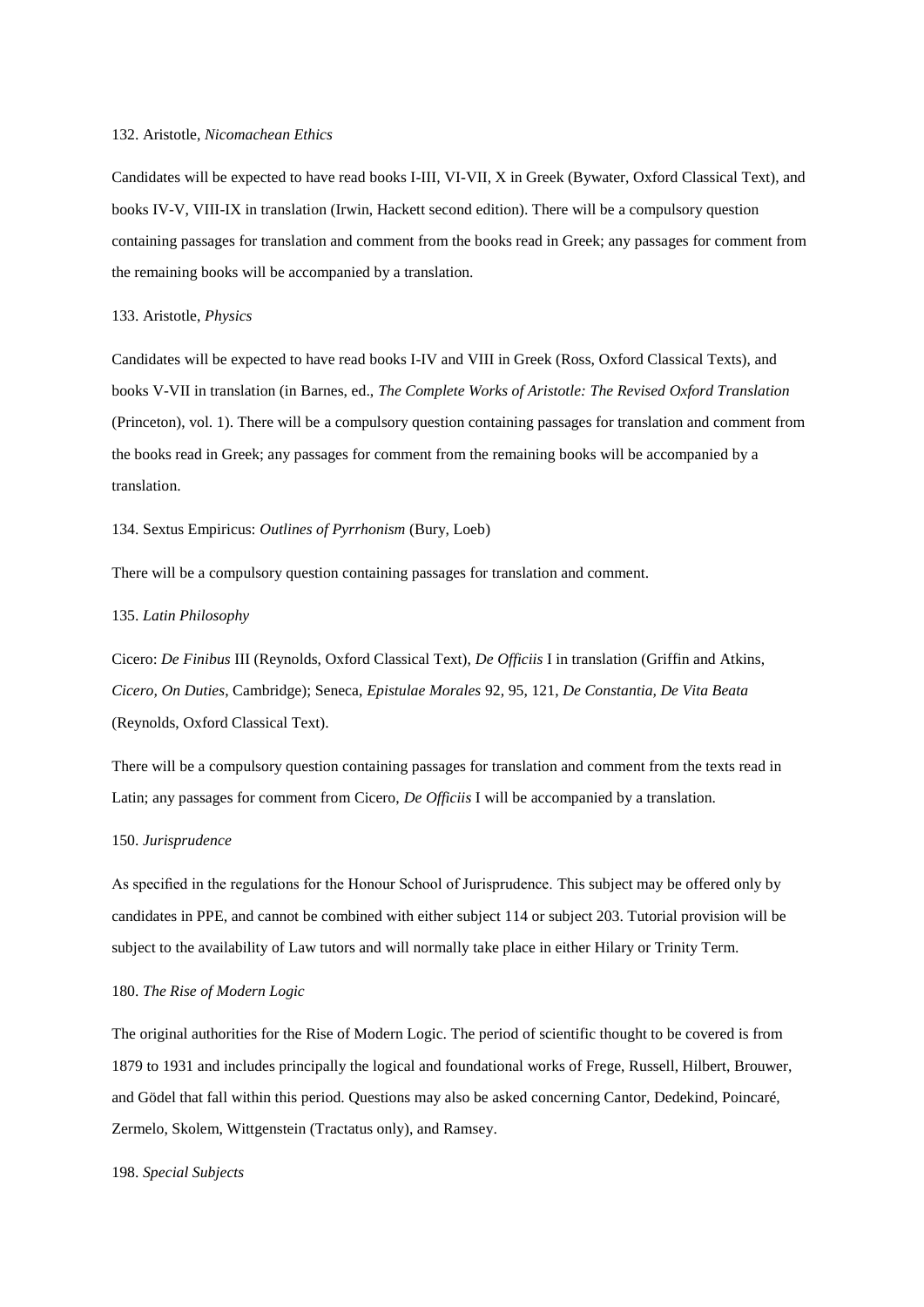132. Aristotle, *Nicomachean Ethics*

Candidates will be expected to have read books I-III, VI-VII, X in Greek (Bywater, Oxford Classical Text), and books IV-V, VIII-IX in translation (Irwin, Hackett second edition). There will be a compulsory question containing passages for translation and comment from the books read in Greek; any passages for comment from the remaining books will be accompanied by a translation.

133. Aristotle, *Physics*

Candidates will be expected to have read books I-IV and VIII in Greek (Ross, Oxford Classical Texts), and books V-VII in translation (in Barnes, ed., *The Complete Works of Aristotle: The Revised Oxford Translation* (Princeton), vol. 1). There will be a compulsory question containing passages for translation and comment from the books read in Greek; any passages for comment from the remaining books will be accompanied by a translation.

134. Sextus Empiricus: *Outlines of Pyrrhonism* (Bury, Loeb)

There will be a compulsory question containing passages for translation and comment.

135. *Latin Philosophy*

Cicero: *De Finibus* III (Reynolds, Oxford Classical Text), *De Officiis* I in translation (Griffin and Atkins, *Cicero, On Duties*, Cambridge); Seneca, *Epistulae Morales* 92, 95, 121, *De Constantia, De Vita Beata* (Reynolds, Oxford Classical Text).

There will be a compulsory question containing passages for translation and comment from the texts read in Latin; any passages for comment from Cicero, *De Officiis* I will be accompanied by a translation.

150. *Jurisprudence*

As specified in the regulations for the Honour School of Jurisprudence. This subject may be offered only by candidates in PPE, and cannot be combined with either subject 114 or subject 203. Tutorial provision will be subject to the availability of Law tutors and will normally take place in either Hilary or Trinity Term.

180. *The Rise of Modern Logic*

The original authorities for the Rise of Modern Logic. The period of scientific thought to be covered is from 1879 to 1931 and includes principally the logical and foundational works of Frege, Russell, Hilbert, Brouwer, and Gödel that fall within this period. Questions may also be asked concerning Cantor, Dedekind, Poincaré, Zermelo, Skolem, Wittgenstein (Tractatus only), and Ramsey.

198. *Special Subjects*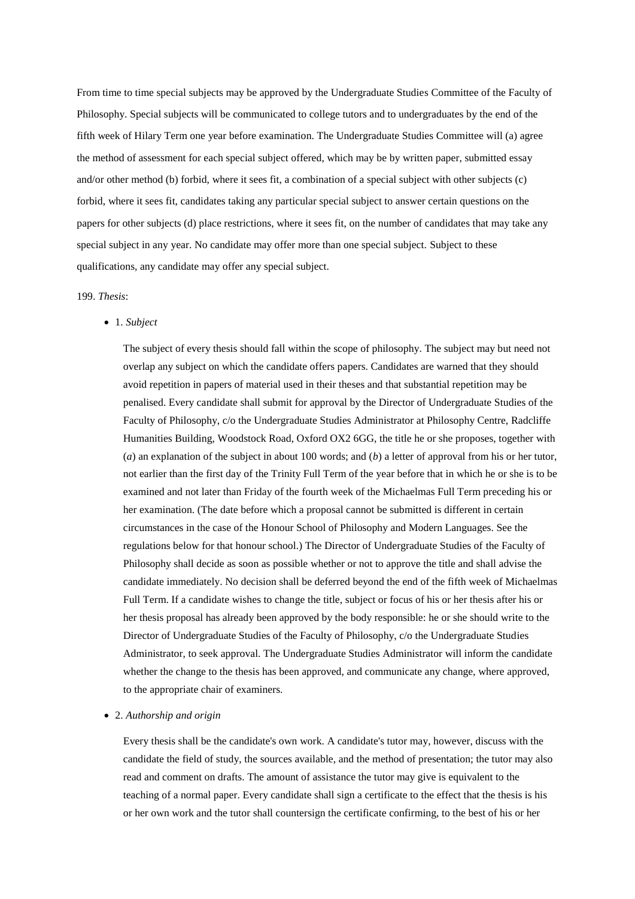From time to time special subjects may be approved by the Undergraduate Studies Committee of the Faculty of Philosophy. Special subjects will be communicated to college tutors and to undergraduates by the end of the fifth week of Hilary Term one year before examination. The Undergraduate Studies Committee will (a) agree the method of assessment for each special subject offered, which may be by written paper, submitted essay and/or other method (b) forbid, where it sees fit, a combination of a special subject with other subjects (c) forbid, where it sees fit, candidates taking any particular special subject to answer certain questions on the papers for other subjects (d) place restrictions, where it sees fit, on the number of candidates that may take any special subject in any year. No candidate may offer more than one special subject. Subject to these qualifications, any candidate may offer any special subject.

199. *Thesis*:

- 1. *Subject*

  The subject of every thesis should fall within the scope of philosophy. The subject may but need not overlap any subject on which the candidate offers papers. Candidates are warned that they should avoid repetition in papers of material used in their theses and that substantial repetition may be penalised. Every candidate shall submit for approval by the Director of Undergraduate Studies of the Faculty of Philosophy, c/o the Undergraduate Studies Administrator at Philosophy Centre, Radcliffe Humanities Building, Woodstock Road, Oxford OX2 6GG, the title he or she proposes, together with (*a*) an explanation of the subject in about 100 words; and (*b*) a letter of approval from his or her tutor, not earlier than the first day of the Trinity Full Term of the year before that in which he or she is to be examined and not later than Friday of the fourth week of the Michaelmas Full Term preceding his or her examination. (The date before which a proposal cannot be submitted is different in certain circumstances in the case of the Honour School of Philosophy and Modern Languages. See the regulations below for that honour school.) The Director of Undergraduate Studies of the Faculty of Philosophy shall decide as soon as possible whether or not to approve the title and shall advise the candidate immediately. No decision shall be deferred beyond the end of the fifth week of Michaelmas Full Term. If a candidate wishes to change the title, subject or focus of his or her thesis after his or her thesis proposal has already been approved by the body responsible: he or she should write to the Director of Undergraduate Studies of the Faculty of Philosophy, c/o the Undergraduate Studies Administrator, to seek approval. The Undergraduate Studies Administrator will inform the candidate whether the change to the thesis has been approved, and communicate any change, where approved, to the appropriate chair of examiners.

- 2. *Authorship and origin*

  Every thesis shall be the candidate's own work. A candidate's tutor may, however, discuss with the candidate the field of study, the sources available, and the method of presentation; the tutor may also read and comment on drafts. The amount of assistance the tutor may give is equivalent to the teaching of a normal paper. Every candidate shall sign a certificate to the effect that the thesis is his or her own work and the tutor shall countersign the certificate confirming, to the best of his or her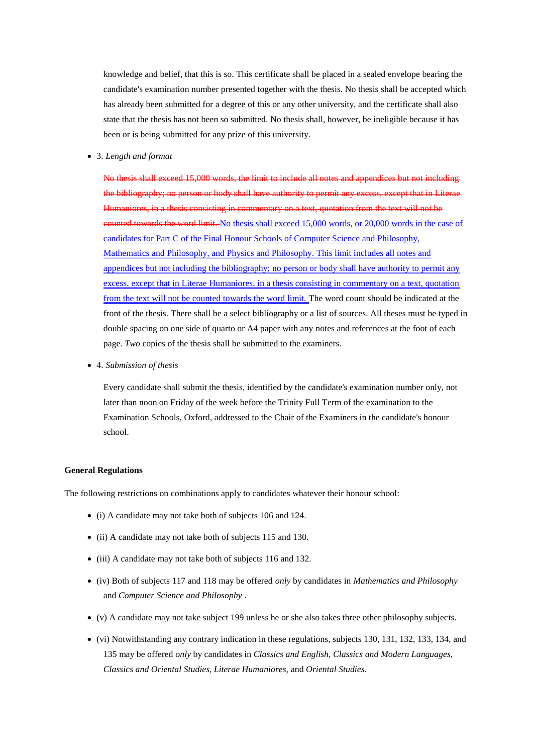knowledge and belief, that this is so. This certificate shall be placed in a sealed envelope bearing the candidate's examination number presented together with the thesis. No thesis shall be accepted which has already been submitted for a degree of this or any other university, and the certificate shall also state that the thesis has not been so submitted. No thesis shall, however, be ineligible because it has been or is being submitted for any prize of this university.

- 3. *Length and format*

  ~~No thesis shall exceed 15,000 words, the limit to include all notes and appendices but not including the bibliography; no person or body shall have authority to permit any excess, except that in Literae Humaniores, in a thesis consisting in commentary on a text, quotation from the text will not be counted towards the word limit.~~ <u>No thesis shall exceed 15,000 words, or 20,000 words in the case of candidates for Part C of the Final Honour Schools of Computer Science and Philosophy, Mathematics and Philosophy, and Physics and Philosophy. This limit includes all notes and appendices but not including the bibliography; no person or body shall have authority to permit any excess, except that in Literae Humaniores, in a thesis consisting in commentary on a text, quotation from the text will not be counted towards the word limit.</u> The word count should be indicated at the front of the thesis. There shall be a select bibliography or a list of sources. All theses must be typed in double spacing on one side of quarto or A4 paper with any notes and references at the foot of each page. *Two* copies of the thesis shall be submitted to the examiners.

- 4. *Submission of thesis*

  Every candidate shall submit the thesis, identified by the candidate's examination number only, not later than noon on Friday of the week before the Trinity Full Term of the examination to the Examination Schools, Oxford, addressed to the Chair of the Examiners in the candidate's honour school.

**General Regulations**

The following restrictions on combinations apply to candidates whatever their honour school:

- (i) A candidate may not take both of subjects 106 and 124.
- (ii) A candidate may not take both of subjects 115 and 130.
- (iii) A candidate may not take both of subjects 116 and 132.
- (iv) Both of subjects 117 and 118 may be offered *only* by candidates in *Mathematics and Philosophy* and *Computer Science and Philosophy* .
- (v) A candidate may not take subject 199 unless he or she also takes three other philosophy subjects.
- (vi) Notwithstanding any contrary indication in these regulations, subjects 130, 131, 132, 133, 134, and 135 may be offered *only* by candidates in *Classics and English, Classics and Modern Languages, Classics and Oriental Studies, Literae Humaniores,* and *Oriental Studies*.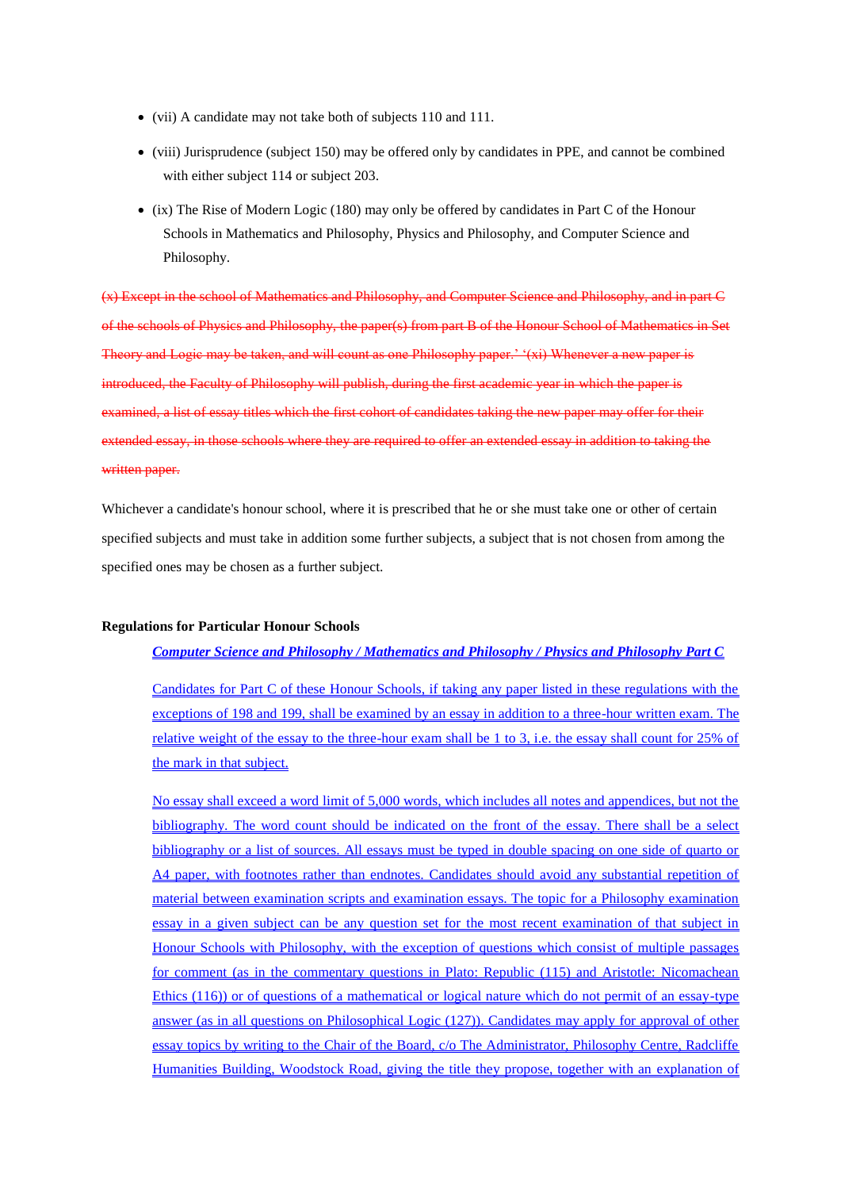- (vii) A candidate may not take both of subjects 110 and 111.
- (viii) Jurisprudence (subject 150) may be offered only by candidates in PPE, and cannot be combined with either subject 114 or subject 203.
- (ix) The Rise of Modern Logic (180) may only be offered by candidates in Part C of the Honour Schools in Mathematics and Philosophy, Physics and Philosophy, and Computer Science and Philosophy.

~~(x) Except in the school of Mathematics and Philosophy, and Computer Science and Philosophy, and in part C of the schools of Physics and Philosophy, the paper(s) from part B of the Honour School of Mathematics in Set Theory and Logic may be taken, and will count as one Philosophy paper.' '(xi) Whenever a new paper is introduced, the Faculty of Philosophy will publish, during the first academic year in which the paper is examined, a list of essay titles which the first cohort of candidates taking the new paper may offer for their extended essay, in those schools where they are required to offer an extended essay in addition to taking the written paper.~~

Whichever a candidate's honour school, where it is prescribed that he or she must take one or other of certain specified subjects and must take in addition some further subjects, a subject that is not chosen from among the specified ones may be chosen as a further subject.

**Regulations for Particular Honour Schools**

***Computer Science and Philosophy / Mathematics and Philosophy / Physics and Philosophy Part C***

Candidates for Part C of these Honour Schools, if taking any paper listed in these regulations with the exceptions of 198 and 199, shall be examined by an essay in addition to a three-hour written exam. The relative weight of the essay to the three-hour exam shall be 1 to 3, i.e. the essay shall count for 25% of the mark in that subject.

No essay shall exceed a word limit of 5,000 words, which includes all notes and appendices, but not the bibliography. The word count should be indicated on the front of the essay. There shall be a select bibliography or a list of sources. All essays must be typed in double spacing on one side of quarto or A4 paper, with footnotes rather than endnotes. Candidates should avoid any substantial repetition of material between examination scripts and examination essays. The topic for a Philosophy examination essay in a given subject can be any question set for the most recent examination of that subject in Honour Schools with Philosophy, with the exception of questions which consist of multiple passages for comment (as in the commentary questions in Plato: Republic (115) and Aristotle: Nicomachean Ethics (116)) or of questions of a mathematical or logical nature which do not permit of an essay-type answer (as in all questions on Philosophical Logic (127)). Candidates may apply for approval of other essay topics by writing to the Chair of the Board, c/o The Administrator, Philosophy Centre, Radcliffe Humanities Building, Woodstock Road, giving the title they propose, together with an explanation of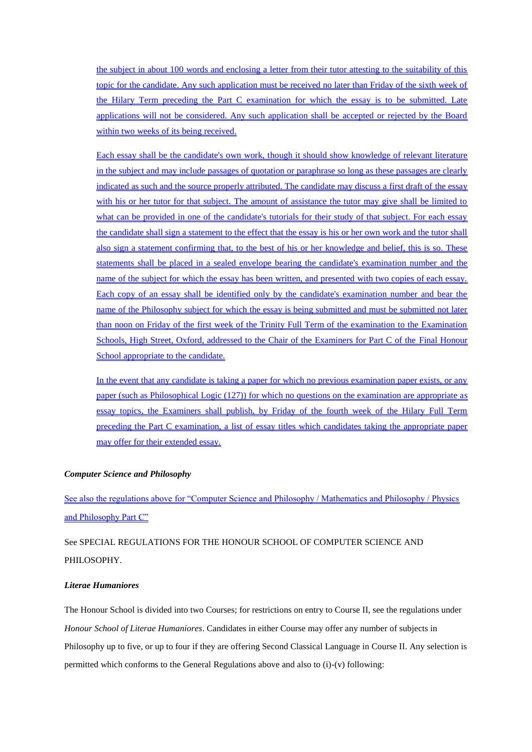the subject in about 100 words and enclosing a letter from their tutor attesting to the suitability of this topic for the candidate. Any such application must be received no later than Friday of the sixth week of the Hilary Term preceding the Part C examination for which the essay is to be submitted. Late applications will not be considered. Any such application shall be accepted or rejected by the Board within two weeks of its being received.

Each essay shall be the candidate's own work, though it should show knowledge of relevant literature in the subject and may include passages of quotation or paraphrase so long as these passages are clearly indicated as such and the source properly attributed. The candidate may discuss a first draft of the essay with his or her tutor for that subject. The amount of assistance the tutor may give shall be limited to what can be provided in one of the candidate's tutorials for their study of that subject. For each essay the candidate shall sign a statement to the effect that the essay is his or her own work and the tutor shall also sign a statement confirming that, to the best of his or her knowledge and belief, this is so. These statements shall be placed in a sealed envelope bearing the candidate's examination number and the name of the subject for which the essay has been written, and presented with two copies of each essay. Each copy of an essay shall be identified only by the candidate's examination number and bear the name of the Philosophy subject for which the essay is being submitted and must be submitted not later than noon on Friday of the first week of the Trinity Full Term of the examination to the Examination Schools, High Street, Oxford, addressed to the Chair of the Examiners for Part C of the Final Honour School appropriate to the candidate.

In the event that any candidate is taking a paper for which no previous examination paper exists, or any paper (such as Philosophical Logic (127)) for which no questions on the examination are appropriate as essay topics, the Examiners shall publish, by Friday of the fourth week of the Hilary Full Term preceding the Part C examination, a list of essay titles which candidates taking the appropriate paper may offer for their extended essay.

***Computer Science and Philosophy***

See also the regulations above for "Computer Science and Philosophy / Mathematics and Philosophy / Physics and Philosophy Part C"

See SPECIAL REGULATIONS FOR THE HONOUR SCHOOL OF COMPUTER SCIENCE AND PHILOSOPHY.

***Literae Humaniores***

The Honour School is divided into two Courses; for restrictions on entry to Course II, see the regulations under *Honour School of Literae Humaniores*. Candidates in either Course may offer any number of subjects in Philosophy up to five, or up to four if they are offering Second Classical Language in Course II. Any selection is permitted which conforms to the General Regulations above and also to (i)-(v) following: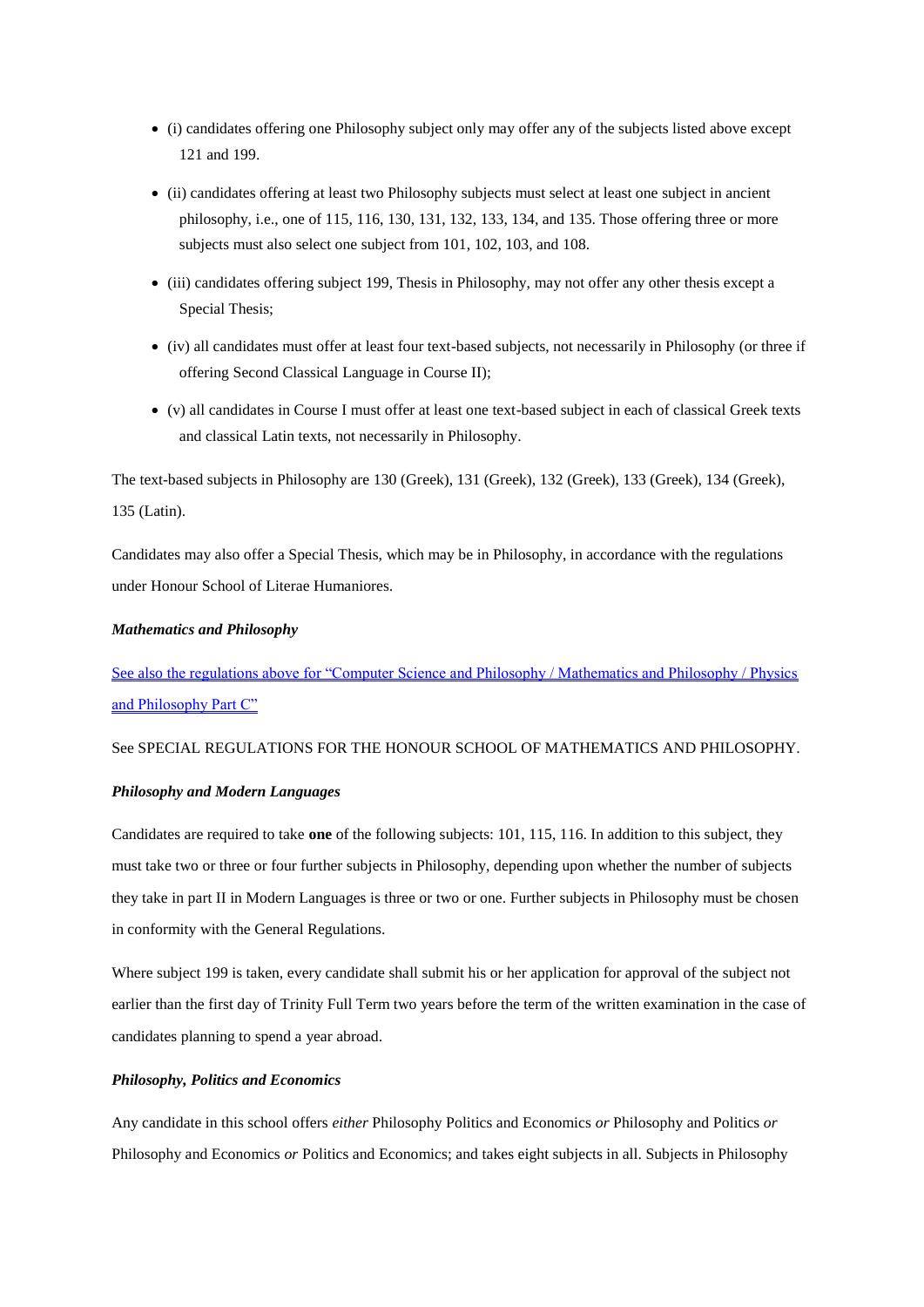- (i) candidates offering one Philosophy subject only may offer any of the subjects listed above except 121 and 199.
- (ii) candidates offering at least two Philosophy subjects must select at least one subject in ancient philosophy, i.e., one of 115, 116, 130, 131, 132, 133, 134, and 135. Those offering three or more subjects must also select one subject from 101, 102, 103, and 108.
- (iii) candidates offering subject 199, Thesis in Philosophy, may not offer any other thesis except a Special Thesis;
- (iv) all candidates must offer at least four text-based subjects, not necessarily in Philosophy (or three if offering Second Classical Language in Course II);
- (v) all candidates in Course I must offer at least one text-based subject in each of classical Greek texts and classical Latin texts, not necessarily in Philosophy.

The text-based subjects in Philosophy are 130 (Greek), 131 (Greek), 132 (Greek), 133 (Greek), 134 (Greek), 135 (Latin).

Candidates may also offer a Special Thesis, which may be in Philosophy, in accordance with the regulations under Honour School of Literae Humaniores.

***Mathematics and Philosophy***

See also the regulations above for "Computer Science and Philosophy / Mathematics and Philosophy / Physics and Philosophy Part C"

See SPECIAL REGULATIONS FOR THE HONOUR SCHOOL OF MATHEMATICS AND PHILOSOPHY.

***Philosophy and Modern Languages***

Candidates are required to take **one** of the following subjects: 101, 115, 116. In addition to this subject, they must take two or three or four further subjects in Philosophy, depending upon whether the number of subjects they take in part II in Modern Languages is three or two or one. Further subjects in Philosophy must be chosen in conformity with the General Regulations.

Where subject 199 is taken, every candidate shall submit his or her application for approval of the subject not earlier than the first day of Trinity Full Term two years before the term of the written examination in the case of candidates planning to spend a year abroad.

***Philosophy, Politics and Economics***

Any candidate in this school offers *either* Philosophy Politics and Economics *or* Philosophy and Politics *or* Philosophy and Economics *or* Politics and Economics; and takes eight subjects in all. Subjects in Philosophy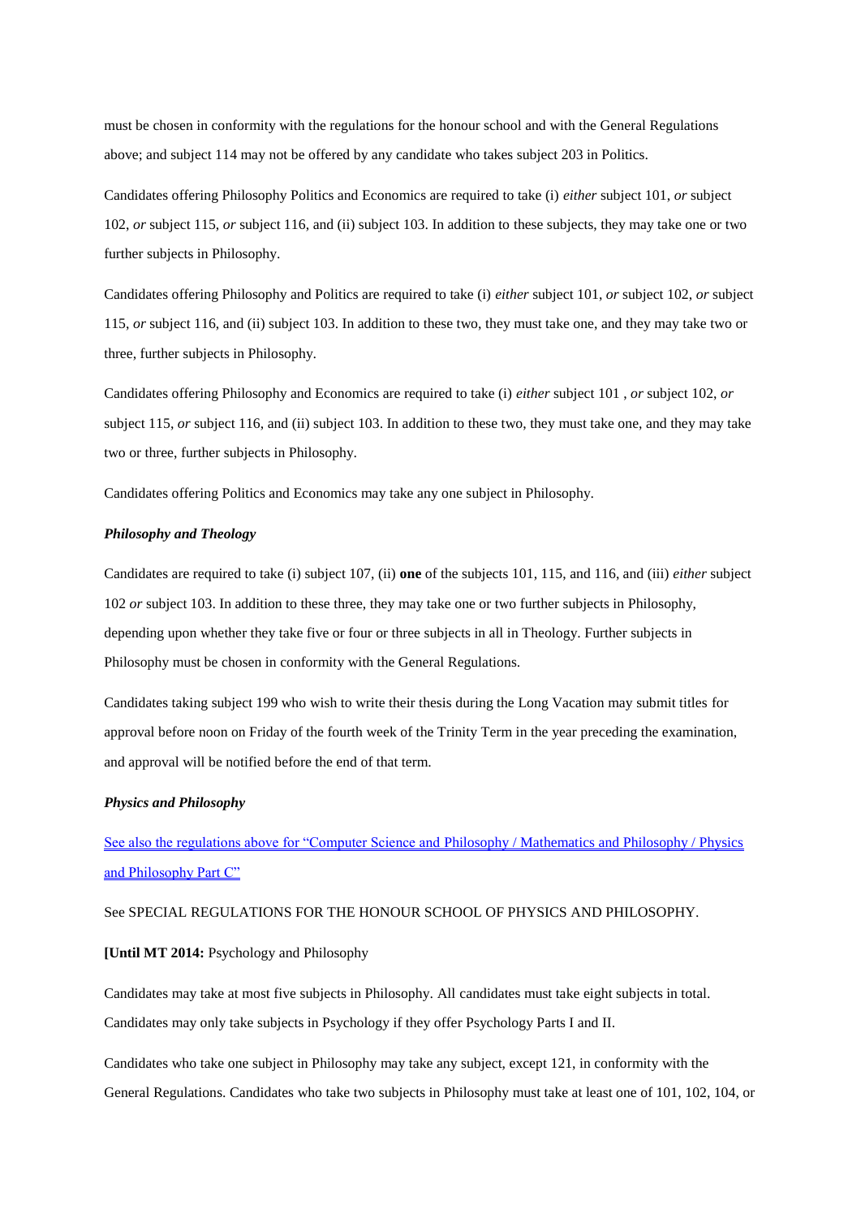must be chosen in conformity with the regulations for the honour school and with the General Regulations above; and subject 114 may not be offered by any candidate who takes subject 203 in Politics.

Candidates offering Philosophy Politics and Economics are required to take (i) *either* subject 101, *or* subject 102, *or* subject 115, *or* subject 116, and (ii) subject 103. In addition to these subjects, they may take one or two further subjects in Philosophy.

Candidates offering Philosophy and Politics are required to take (i) *either* subject 101, *or* subject 102, *or* subject 115, *or* subject 116, and (ii) subject 103. In addition to these two, they must take one, and they may take two or three, further subjects in Philosophy.

Candidates offering Philosophy and Economics are required to take (i) *either* subject 101 , *or* subject 102, *or* subject 115, *or* subject 116, and (ii) subject 103. In addition to these two, they must take one, and they may take two or three, further subjects in Philosophy.

Candidates offering Politics and Economics may take any one subject in Philosophy.

***Philosophy and Theology***

Candidates are required to take (i) subject 107, (ii) **one** of the subjects 101, 115, and 116, and (iii) *either* subject 102 *or* subject 103. In addition to these three, they may take one or two further subjects in Philosophy, depending upon whether they take five or four or three subjects in all in Theology. Further subjects in Philosophy must be chosen in conformity with the General Regulations.

Candidates taking subject 199 who wish to write their thesis during the Long Vacation may submit titles for approval before noon on Friday of the fourth week of the Trinity Term in the year preceding the examination, and approval will be notified before the end of that term.

***Physics and Philosophy***

See also the regulations above for "Computer Science and Philosophy / Mathematics and Philosophy / Physics and Philosophy Part C"

See SPECIAL REGULATIONS FOR THE HONOUR SCHOOL OF PHYSICS AND PHILOSOPHY.

**[Until MT 2014:** Psychology and Philosophy

Candidates may take at most five subjects in Philosophy. All candidates must take eight subjects in total. Candidates may only take subjects in Psychology if they offer Psychology Parts I and II.

Candidates who take one subject in Philosophy may take any subject, except 121, in conformity with the General Regulations. Candidates who take two subjects in Philosophy must take at least one of 101, 102, 104, or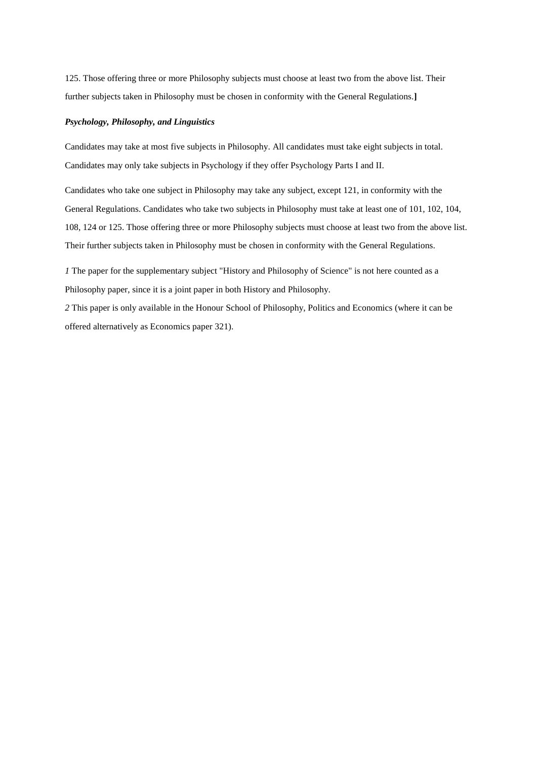125. Those offering three or more Philosophy subjects must choose at least two from the above list. Their further subjects taken in Philosophy must be chosen in conformity with the General Regulations.**]**

***Psychology, Philosophy, and Linguistics***

Candidates may take at most five subjects in Philosophy. All candidates must take eight subjects in total. Candidates may only take subjects in Psychology if they offer Psychology Parts I and II.

Candidates who take one subject in Philosophy may take any subject, except 121, in conformity with the General Regulations. Candidates who take two subjects in Philosophy must take at least one of 101, 102, 104, 108, 124 or 125. Those offering three or more Philosophy subjects must choose at least two from the above list. Their further subjects taken in Philosophy must be chosen in conformity with the General Regulations.

*1* The paper for the supplementary subject "History and Philosophy of Science" is not here counted as a Philosophy paper, since it is a joint paper in both History and Philosophy.

*2* This paper is only available in the Honour School of Philosophy, Politics and Economics (where it can be offered alternatively as Economics paper 321).